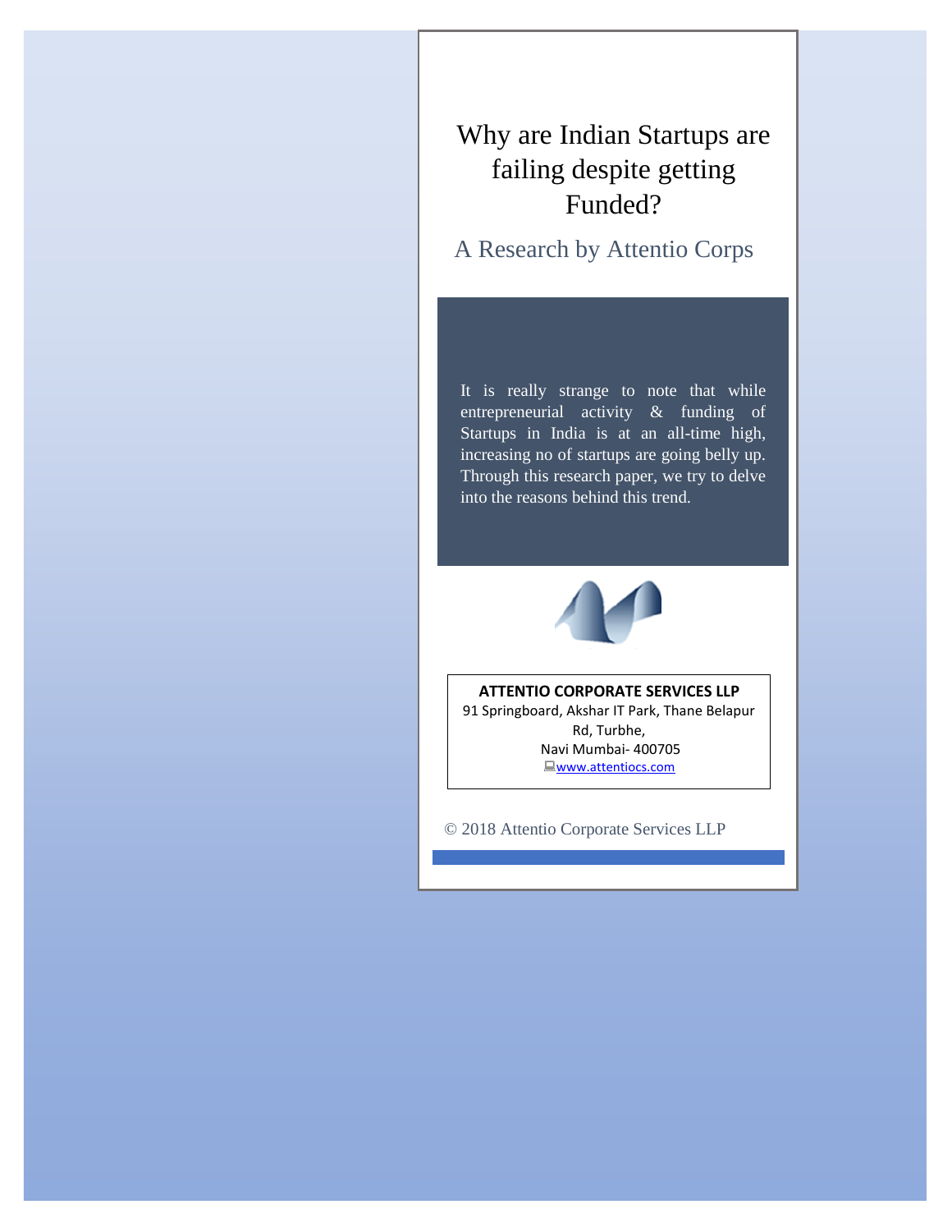# Why are Indian Startups are failing despite getting Funded?

## A Research by Attentio Corps

It is really strange to note that while entrepreneurial activity & funding of Startups in India is at an all-time high, increasing no of startups are going belly up. Through this research paper, we try to delve into the reasons behind this trend.

**ATTENTIO CORPORATE SERVICES LLP**
91 Springboard, Akshar IT Park, Thane Belapur Rd, Turbhe,
Navi Mumbai- 400705
www.attentiocs.com

© 2018 Attentio Corporate Services LLP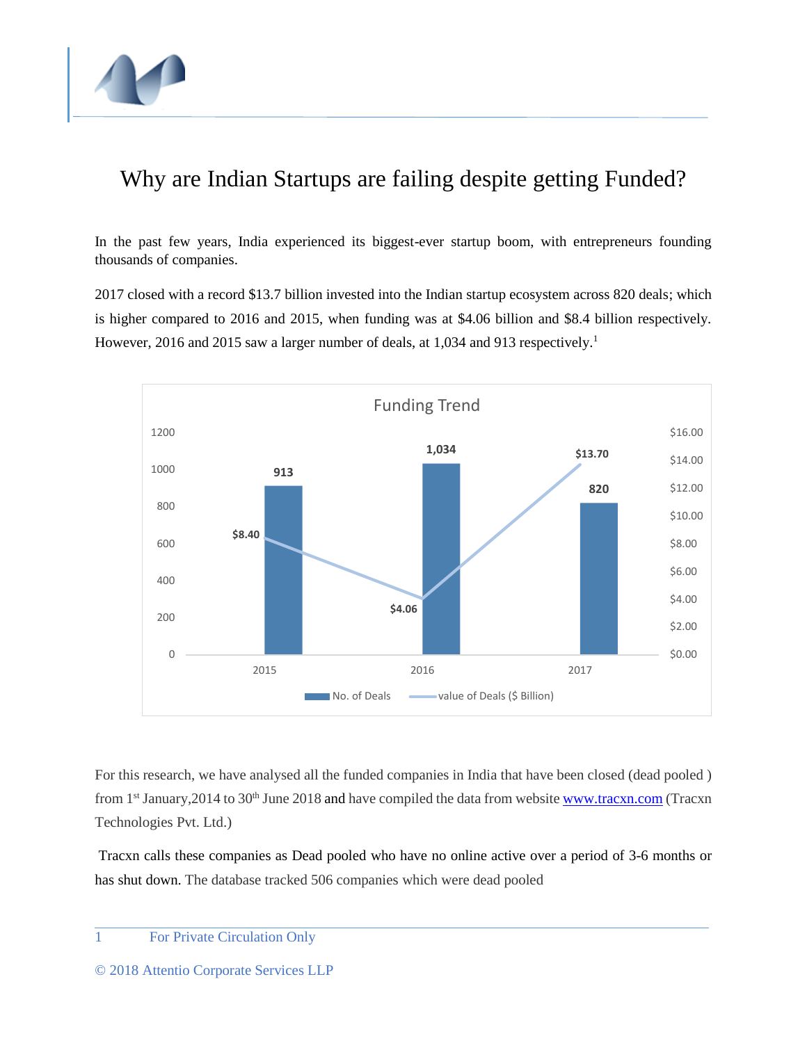# Why are Indian Startups are failing despite getting Funded?

In the past few years, India experienced its biggest-ever startup boom, with entrepreneurs founding thousands of companies.

2017 closed with a record $13.7 billion invested into the Indian startup ecosystem across 820 deals; which is higher compared to 2016 and 2015, when funding was at $4.06 billion and $8.4 billion respectively. However, 2016 and 2015 saw a larger number of deals, at 1,034 and 913 respectively.[1]

**Funding Trend**

| Year | No. of Deals | value of Deals ($ Billion) |
| --- | --- | --- |
| 2015 | 913 | $8.40 |
| 2016 | 1,034 | $4.06 |
| 2017 | 820 | $13.70 |

For this research, we have analysed all the funded companies in India that have been closed (dead pooled ) from 1st January,2014 to 30th June 2018 and have compiled the data from website www.tracxn.com (Tracxn Technologies Pvt. Ltd.)

Tracxn calls these companies as Dead pooled who have no online active over a period of 3-6 months or has shut down. The database tracked 506 companies which were dead pooled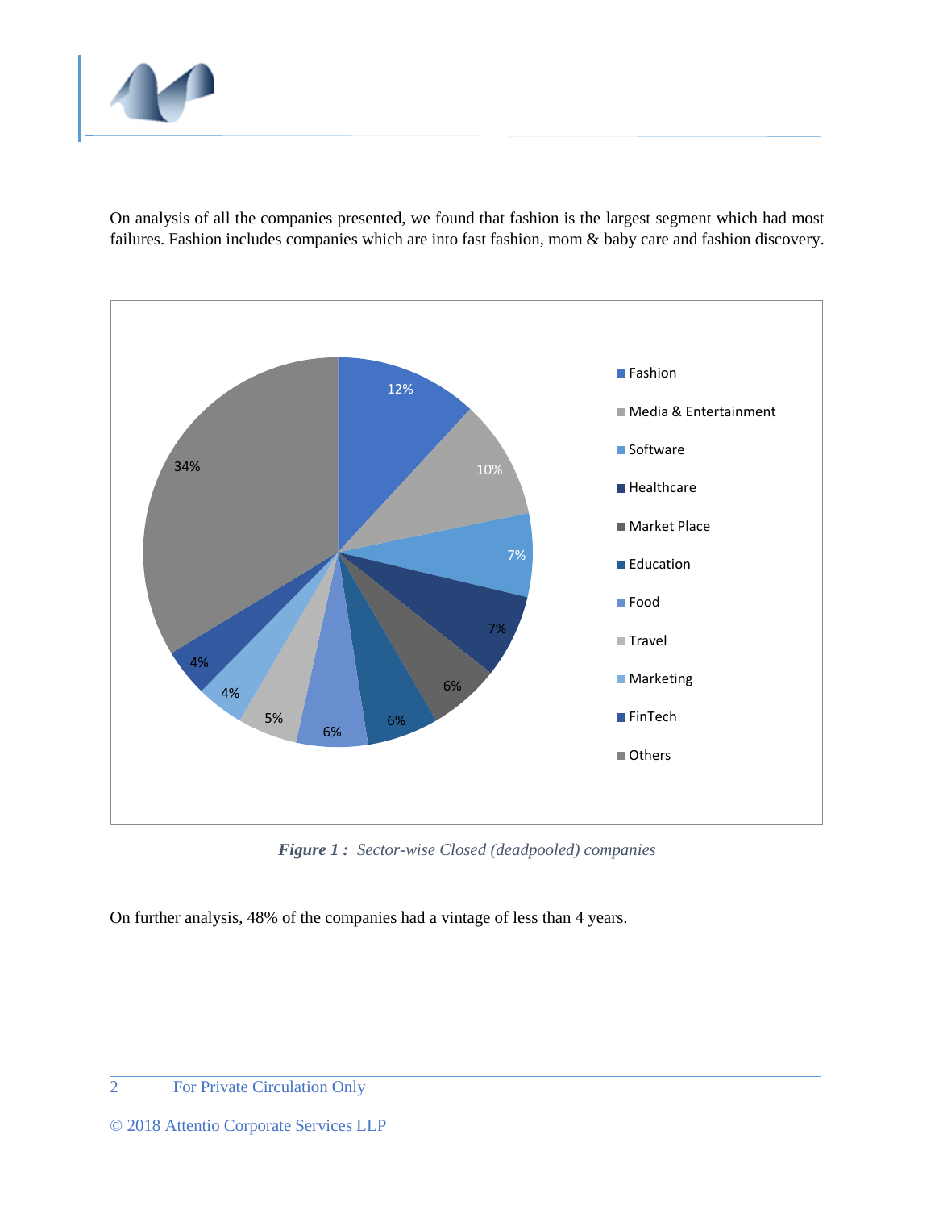On analysis of all the companies presented, we found that fashion is the largest segment which had most failures. Fashion includes companies which are into fast fashion, mom & baby care and fashion discovery.

| Sector | Share |
|---|---|
| Fashion | 12% |
| Media & Entertainment | 10% |
| Software | 7% |
| Healthcare | 7% |
| Market Place | 6% |
| Education | 6% |
| Food | 6% |
| Travel | 5% |
| Marketing | 4% |
| FinTech | 4% |
| Others | 34% |

***Figure 1 :*** *Sector-wise Closed (deadpooled) companies*

On further analysis, 48% of the companies had a vintage of less than 4 years.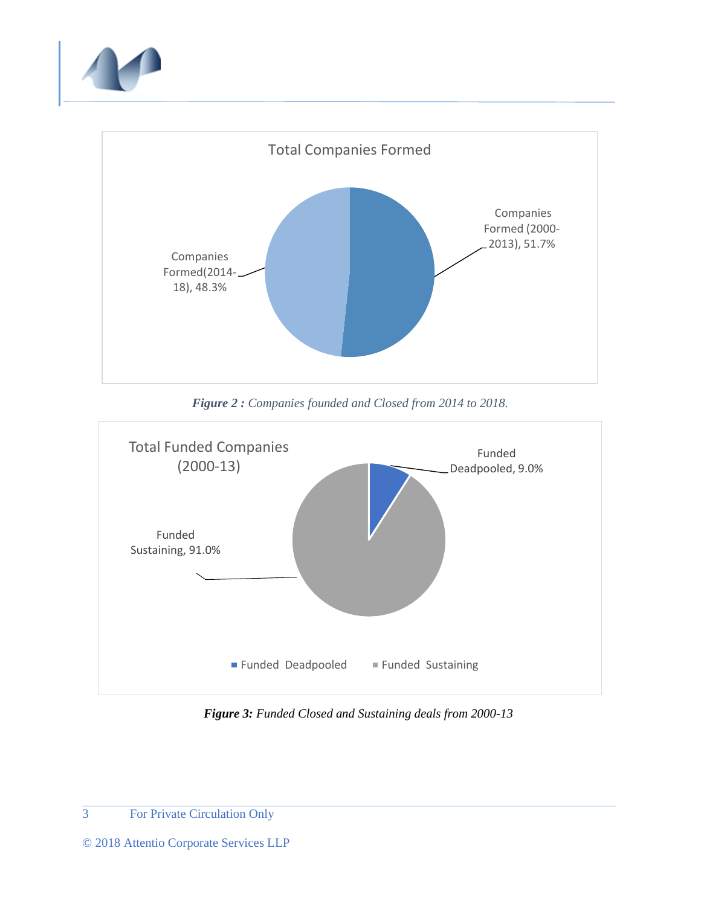Total Companies Formed

Companies Formed (2000-2013), 51.7%

Companies Formed(2014-18), 48.3%

***Figure 2 :*** *Companies founded and Closed from 2014 to 2018.*

Total Funded Companies (2000-13)

Funded Deadpooled, 9.0%

Funded Sustaining, 91.0%

■ Funded Deadpooled ■ Funded Sustaining

***Figure 3:*** *Funded Closed and Sustaining deals from 2000-13*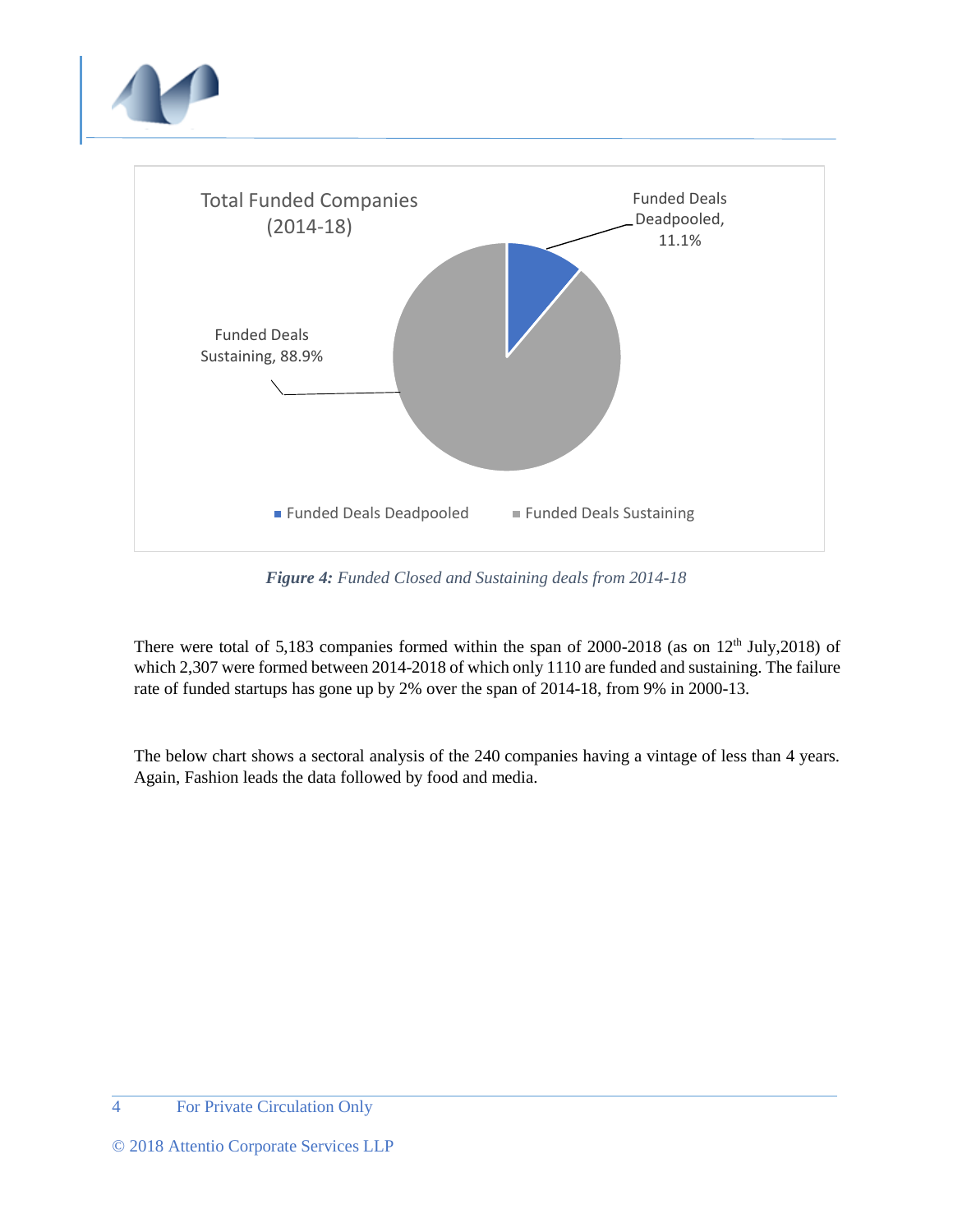Total Funded Companies (2014-18)

- Funded Deals Deadpooled, 11.1%
- Funded Deals Sustaining, 88.9%

*Figure 4: Funded Closed and Sustaining deals from 2014-18*

There were total of 5,183 companies formed within the span of 2000-2018 (as on 12th July,2018) of which 2,307 were formed between 2014-2018 of which only 1110 are funded and sustaining. The failure rate of funded startups has gone up by 2% over the span of 2014-18, from 9% in 2000-13.

The below chart shows a sectoral analysis of the 240 companies having a vintage of less than 4 years. Again, Fashion leads the data followed by food and media.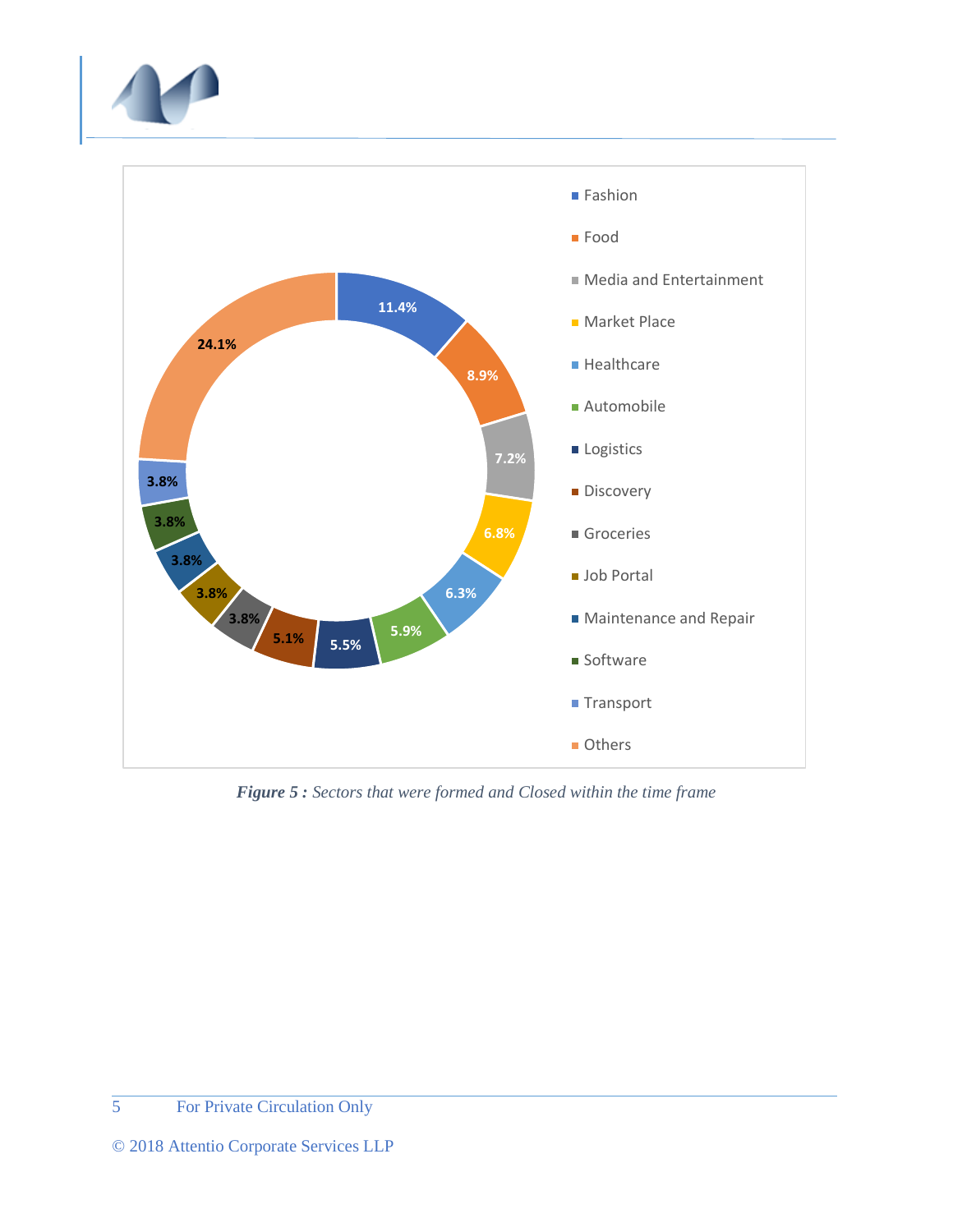| Sector | Share |
|---|---|
| Fashion | 11.4% |
| Food | 8.9% |
| Media and Entertainment | 7.2% |
| Market Place | 6.8% |
| Healthcare | 6.3% |
| Automobile | 5.9% |
| Logistics | 5.5% |
| Discovery | 5.1% |
| Groceries | 3.8% |
| Job Portal | 3.8% |
| Maintenance and Repair | 3.8% |
| Software | 3.8% |
| Transport | 3.8% |
| Others | 24.1% |

***Figure 5 :** Sectors that were formed and Closed within the time frame*

© 2018 Attentio Corporate Services LLP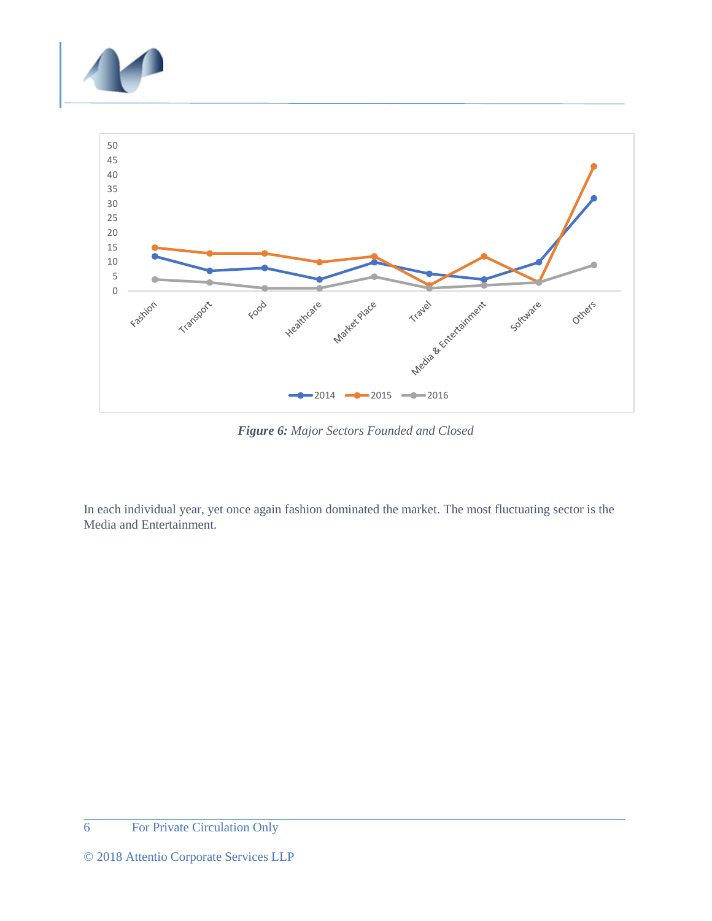*Figure 6: Major Sectors Founded and Closed*

In each individual year, yet once again fashion dominated the market. The most fluctuating sector is the Media and Entertainment.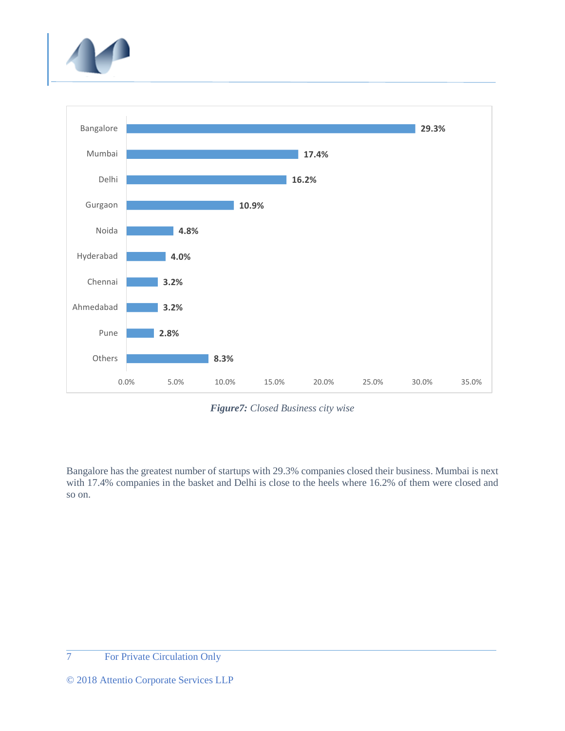| City | Closed Business (%) |
| --- | --- |
| Bangalore | 29.3% |
| Mumbai | 17.4% |
| Delhi | 16.2% |
| Gurgaon | 10.9% |
| Noida | 4.8% |
| Hyderabad | 4.0% |
| Chennai | 3.2% |
| Ahmedabad | 3.2% |
| Pune | 2.8% |
| Others | 8.3% |

***Figure7:*** *Closed Business city wise*

Bangalore has the greatest number of startups with 29.3% companies closed their business. Mumbai is next with 17.4% companies in the basket and Delhi is close to the heels where 16.2% of them were closed and so on.

For Private Circulation Only

© 2018 Attentio Corporate Services LLP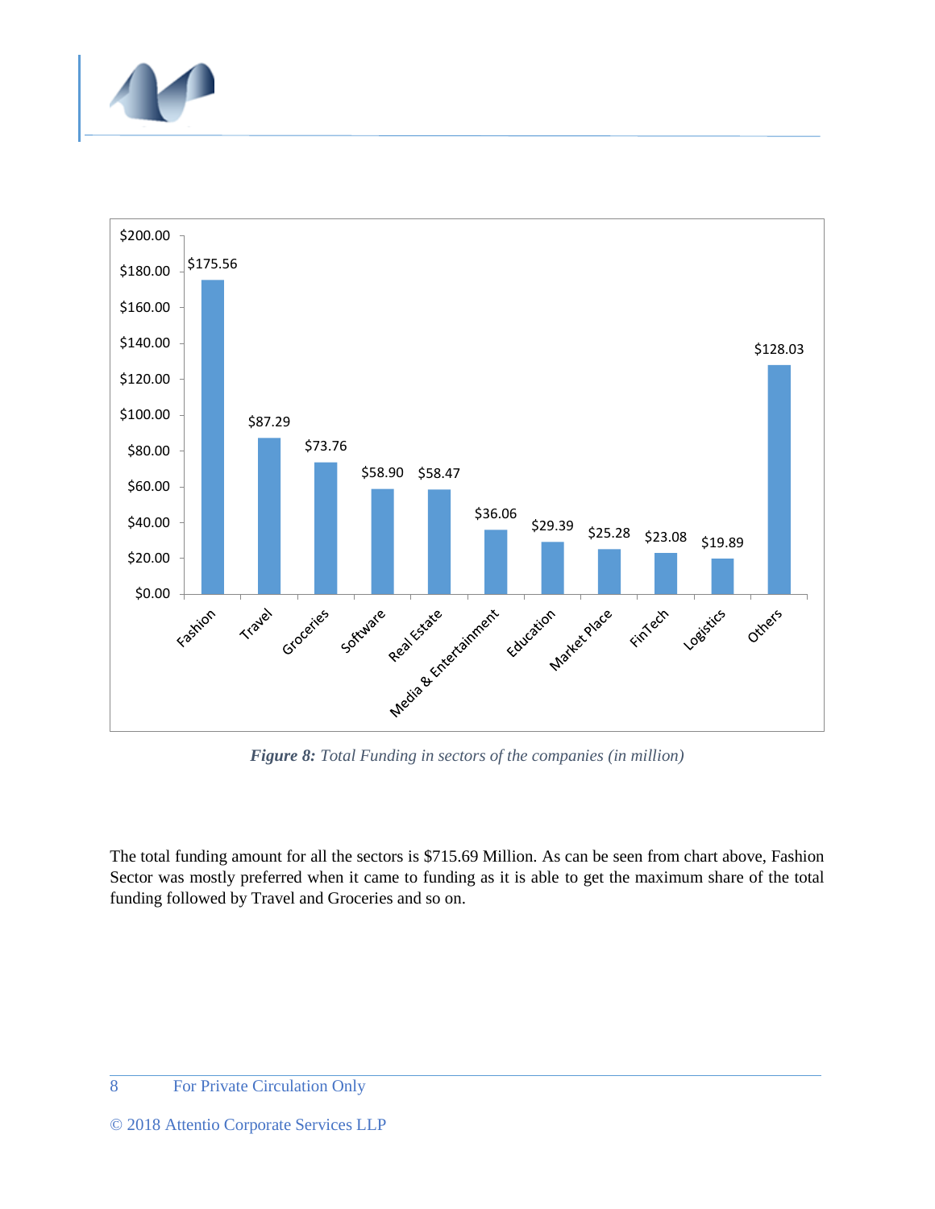| Sector | Total Funding |
| --- | --- |
| Fashion | $175.56 |
| Travel | $87.29 |
| Groceries | $73.76 |
| Software | $58.90 |
| Real Estate | $58.47 |
| Media & Entertainment | $36.06 |
| Education | $29.39 |
| Market Place | $25.28 |
| FinTech | $23.08 |
| Logistics | $19.89 |
| Others | $128.03 |

***Figure 8:*** *Total Funding in sectors of the companies (in million)*

The total funding amount for all the sectors is $715.69 Million. As can be seen from chart above, Fashion Sector was mostly preferred when it came to funding as it is able to get the maximum share of the total funding followed by Travel and Groceries and so on.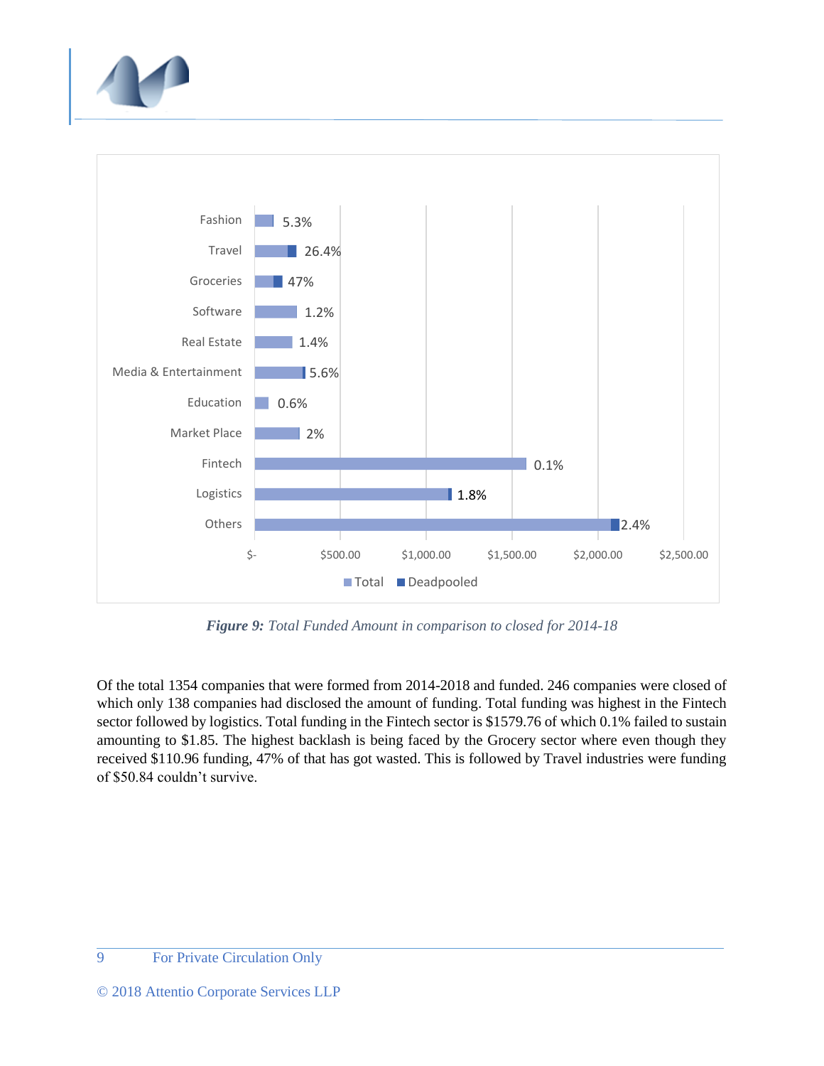| Sector | Deadpooled % |
| --- | --- |
| Fashion | 5.3% |
| Travel | 26.4% |
| Groceries | 47% |
| Software | 1.2% |
| Real Estate | 1.4% |
| Media & Entertainment | 5.6% |
| Education | 0.6% |
| Market Place | 2% |
| Fintech | 0.1% |
| Logistics | 1.8% |
| Others | 2.4% |

Legend: Total, Deadpooled. Axis: $-, $500.00, $1,000.00, $1,500.00, $2,000.00, $2,500.00

***Figure 9:*** *Total Funded Amount in comparison to closed for 2014-18*

Of the total 1354 companies that were formed from 2014-2018 and funded. 246 companies were closed of which only 138 companies had disclosed the amount of funding. Total funding was highest in the Fintech sector followed by logistics. Total funding in the Fintech sector is $1579.76 of which 0.1% failed to sustain amounting to $1.85. The highest backlash is being faced by the Grocery sector where even though they received $110.96 funding, 47% of that has got wasted. This is followed by Travel industries were funding of $50.84 couldn't survive.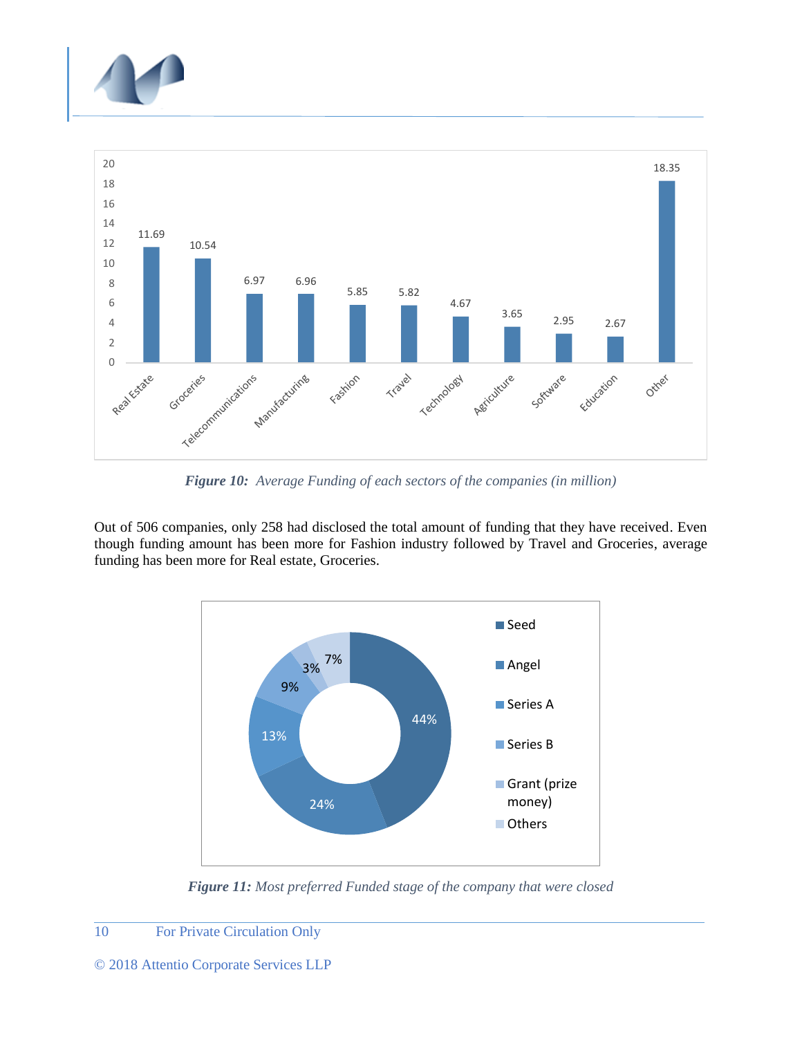*Figure 10: Average Funding of each sectors of the companies (in million)*

Out of 506 companies, only 258 had disclosed the total amount of funding that they have received. Even though funding amount has been more for Fashion industry followed by Travel and Groceries, average funding has been more for Real estate, Groceries.

*Figure 11: Most preferred Funded stage of the company that were closed*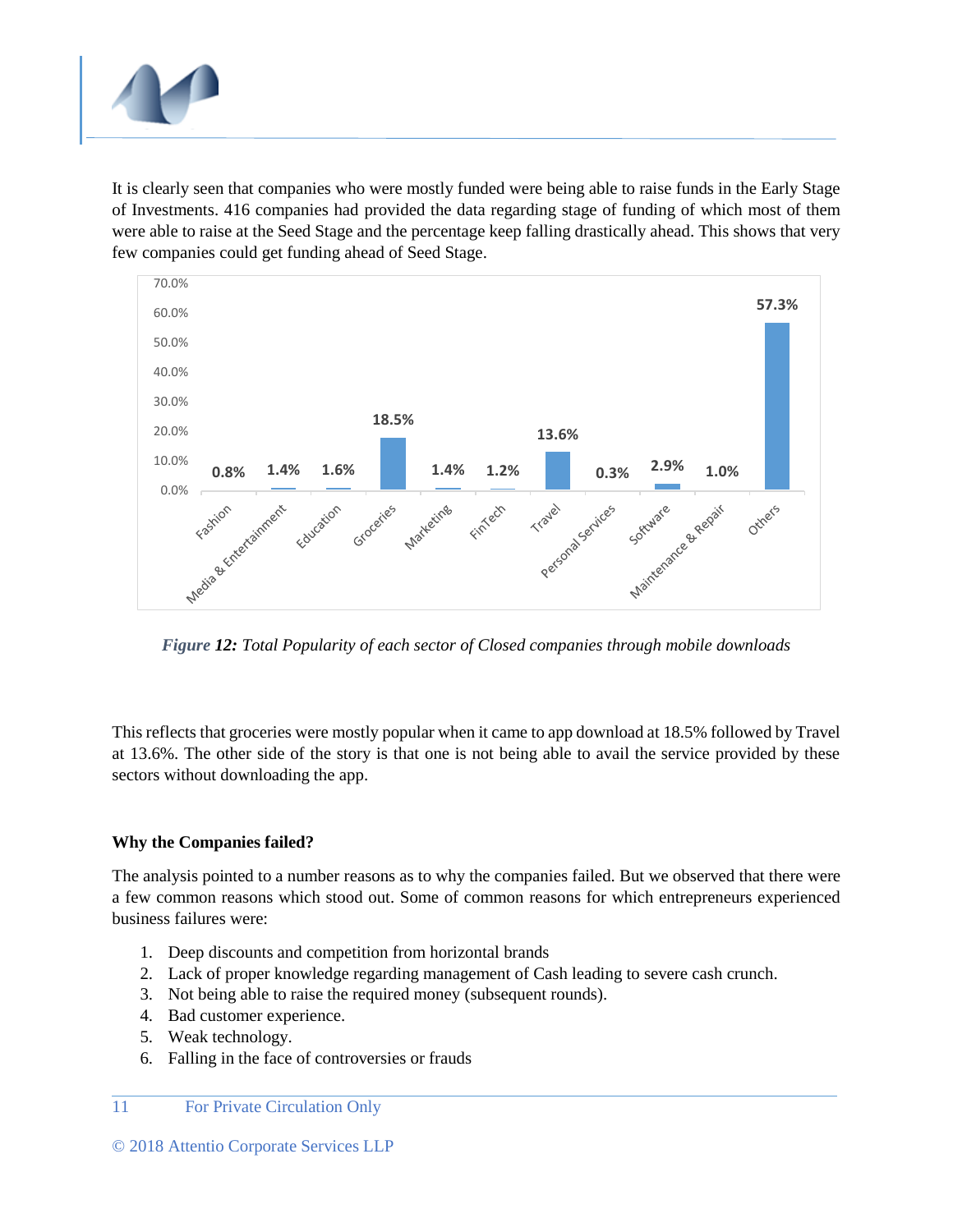It is clearly seen that companies who were mostly funded were being able to raise funds in the Early Stage of Investments. 416 companies had provided the data regarding stage of funding of which most of them were able to raise at the Seed Stage and the percentage keep falling drastically ahead. This shows that very few companies could get funding ahead of Seed Stage.

| Sector | Percentage |
|---|---|
| Fashion | 0.8% |
| Media & Entertainment | 1.4% |
| Education | 1.6% |
| Groceries | 18.5% |
| Marketing | 1.4% |
| FinTech | 1.2% |
| Travel | 13.6% |
| Personal Services | 0.3% |
| Software | 2.9% |
| Maintenance & Repair | 1.0% |
| Others | 57.3% |

***Figure 12:** Total Popularity of each sector of Closed companies through mobile downloads*

This reflects that groceries were mostly popular when it came to app download at 18.5% followed by Travel at 13.6%. The other side of the story is that one is not being able to avail the service provided by these sectors without downloading the app.

**Why the Companies failed?**

The analysis pointed to a number reasons as to why the companies failed. But we observed that there were a few common reasons which stood out. Some of common reasons for which entrepreneurs experienced business failures were:

1. Deep discounts and competition from horizontal brands
2. Lack of proper knowledge regarding management of Cash leading to severe cash crunch.
3. Not being able to raise the required money (subsequent rounds).
4. Bad customer experience.
5. Weak technology.
6. Falling in the face of controversies or frauds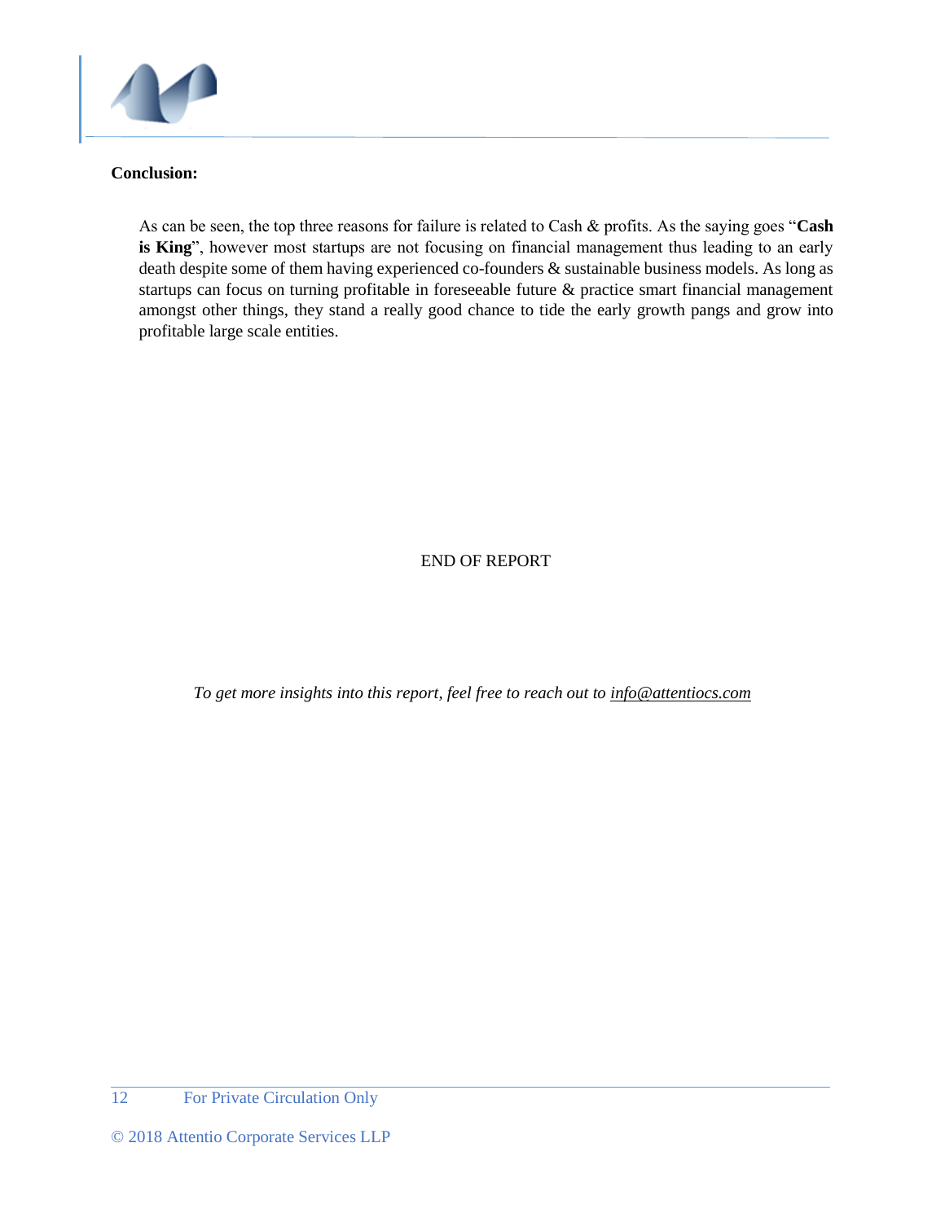**Conclusion:**

As can be seen, the top three reasons for failure is related to Cash & profits. As the saying goes "**Cash is King**", however most startups are not focusing on financial management thus leading to an early death despite some of them having experienced co-founders & sustainable business models. As long as startups can focus on turning profitable in foreseeable future & practice smart financial management amongst other things, they stand a really good chance to tide the early growth pangs and grow into profitable large scale entities.

END OF REPORT

*To get more insights into this report, feel free to reach out to info@attentiocs.com*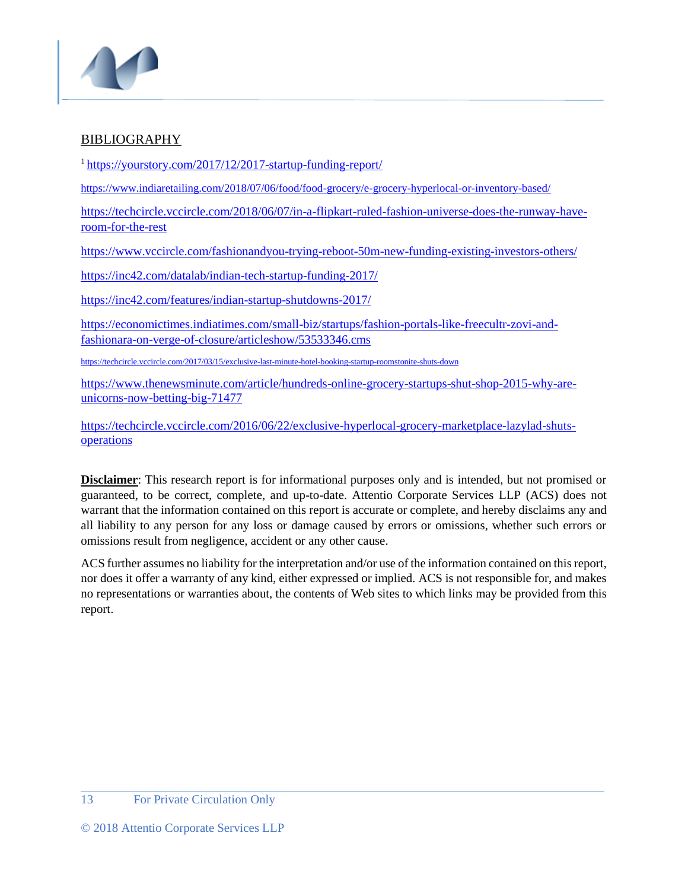## BIBLIOGRAPHY

[1] https://yourstory.com/2017/12/2017-startup-funding-report/

https://www.indiaretailing.com/2018/07/06/food/food-grocery/e-grocery-hyperlocal-or-inventory-based/

https://techcircle.vccircle.com/2018/06/07/in-a-flipkart-ruled-fashion-universe-does-the-runway-have-room-for-the-rest

https://www.vccircle.com/fashionandyou-trying-reboot-50m-new-funding-existing-investors-others/

https://inc42.com/datalab/indian-tech-startup-funding-2017/

https://inc42.com/features/indian-startup-shutdowns-2017/

https://economictimes.indiatimes.com/small-biz/startups/fashion-portals-like-freecultr-zovi-and-fashionara-on-verge-of-closure/articleshow/53533346.cms

https://techcircle.vccircle.com/2017/03/15/exclusive-last-minute-hotel-booking-startup-roomstonite-shuts-down

https://www.thenewsminute.com/article/hundreds-online-grocery-startups-shut-shop-2015-why-are-unicorns-now-betting-big-71477

https://techcircle.vccircle.com/2016/06/22/exclusive-hyperlocal-grocery-marketplace-lazylad-shuts-operations

**Disclaimer**: This research report is for informational purposes only and is intended, but not promised or guaranteed, to be correct, complete, and up-to-date. Attentio Corporate Services LLP (ACS) does not warrant that the information contained on this report is accurate or complete, and hereby disclaims any and all liability to any person for any loss or damage caused by errors or omissions, whether such errors or omissions result from negligence, accident or any other cause.

ACS further assumes no liability for the interpretation and/or use of the information contained on this report, nor does it offer a warranty of any kind, either expressed or implied. ACS is not responsible for, and makes no representations or warranties about, the contents of Web sites to which links may be provided from this report.